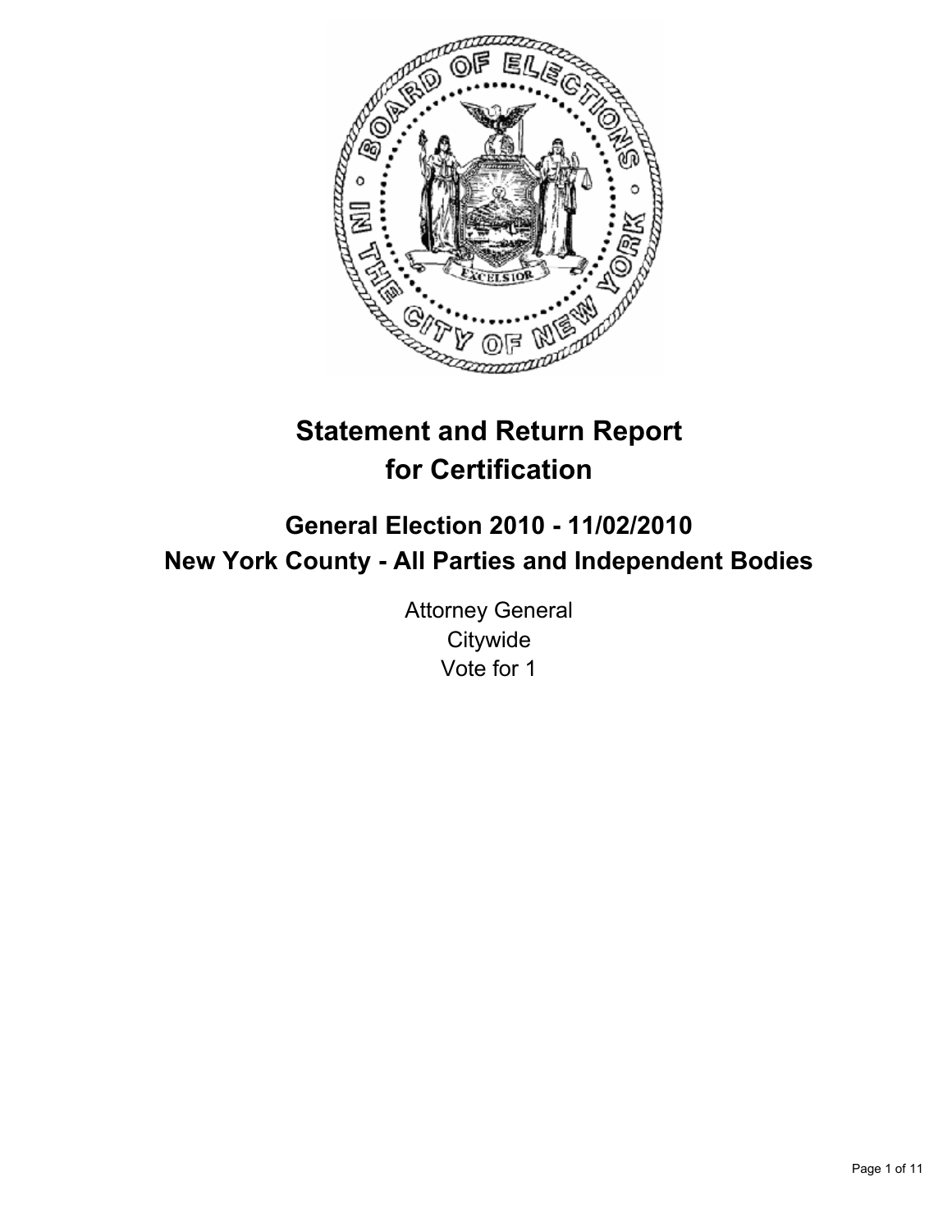# Statement and Return Report for Certification

## General Election 2010 - 11/02/2010
## New York County - All Parties and Independent Bodies

Attorney General
Citywide
Vote for 1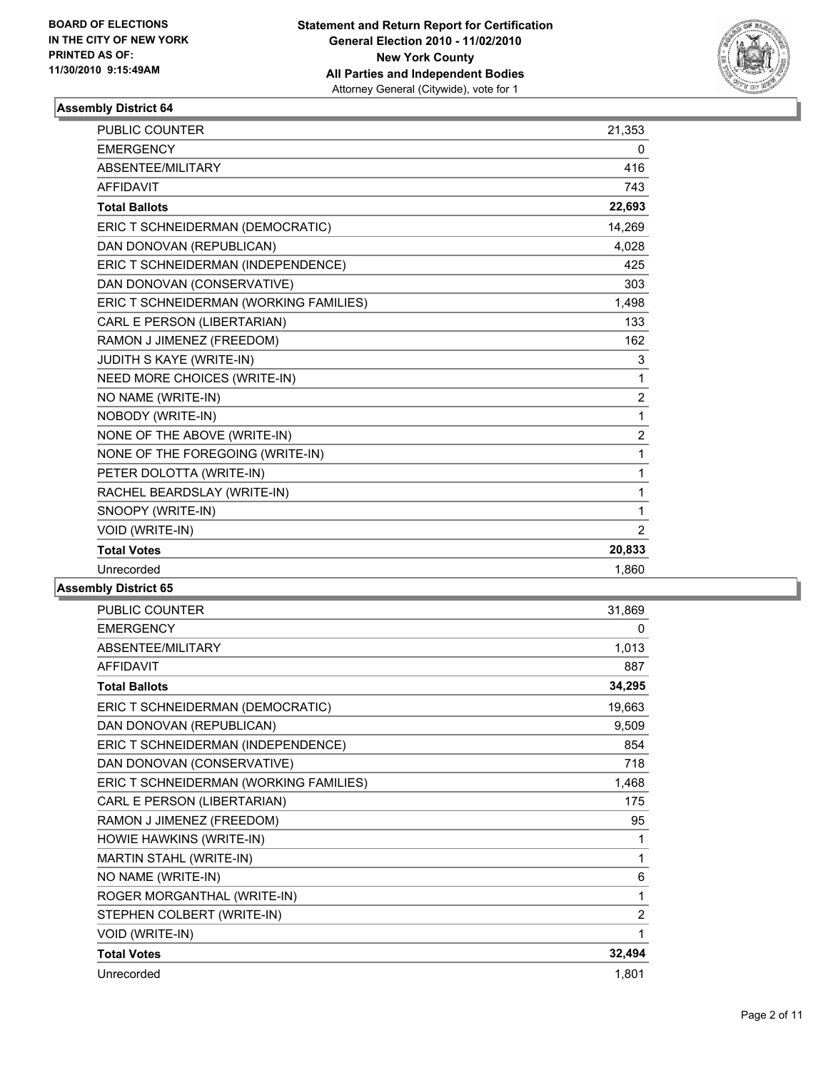**BOARD OF ELECTIONS IN THE CITY OF NEW YORK PRINTED AS OF: 11/30/2010 9:15:49AM**

**Statement and Return Report for Certification**
**General Election 2010 - 11/02/2010**
**New York County**
**All Parties and Independent Bodies**
Attorney General (Citywide), vote for 1

### Assembly District 64

| | |
|---|---|
| PUBLIC COUNTER | 21,353 |
| EMERGENCY | 0 |
| ABSENTEE/MILITARY | 416 |
| AFFIDAVIT | 743 |
| **Total Ballots** | **22,693** |
| ERIC T SCHNEIDERMAN (DEMOCRATIC) | 14,269 |
| DAN DONOVAN (REPUBLICAN) | 4,028 |
| ERIC T SCHNEIDERMAN (INDEPENDENCE) | 425 |
| DAN DONOVAN (CONSERVATIVE) | 303 |
| ERIC T SCHNEIDERMAN (WORKING FAMILIES) | 1,498 |
| CARL E PERSON (LIBERTARIAN) | 133 |
| RAMON J JIMENEZ (FREEDOM) | 162 |
| JUDITH S KAYE (WRITE-IN) | 3 |
| NEED MORE CHOICES (WRITE-IN) | 1 |
| NO NAME (WRITE-IN) | 2 |
| NOBODY (WRITE-IN) | 1 |
| NONE OF THE ABOVE (WRITE-IN) | 2 |
| NONE OF THE FOREGOING (WRITE-IN) | 1 |
| PETER DOLOTTA (WRITE-IN) | 1 |
| RACHEL BEARDSLAY (WRITE-IN) | 1 |
| SNOOPY (WRITE-IN) | 1 |
| VOID (WRITE-IN) | 2 |
| **Total Votes** | **20,833** |
| Unrecorded | 1,860 |

### Assembly District 65

| | |
|---|---|
| PUBLIC COUNTER | 31,869 |
| EMERGENCY | 0 |
| ABSENTEE/MILITARY | 1,013 |
| AFFIDAVIT | 887 |
| **Total Ballots** | **34,295** |
| ERIC T SCHNEIDERMAN (DEMOCRATIC) | 19,663 |
| DAN DONOVAN (REPUBLICAN) | 9,509 |
| ERIC T SCHNEIDERMAN (INDEPENDENCE) | 854 |
| DAN DONOVAN (CONSERVATIVE) | 718 |
| ERIC T SCHNEIDERMAN (WORKING FAMILIES) | 1,468 |
| CARL E PERSON (LIBERTARIAN) | 175 |
| RAMON J JIMENEZ (FREEDOM) | 95 |
| HOWIE HAWKINS (WRITE-IN) | 1 |
| MARTIN STAHL (WRITE-IN) | 1 |
| NO NAME (WRITE-IN) | 6 |
| ROGER MORGANTHAL (WRITE-IN) | 1 |
| STEPHEN COLBERT (WRITE-IN) | 2 |
| VOID (WRITE-IN) | 1 |
| **Total Votes** | **32,494** |
| Unrecorded | 1,801 |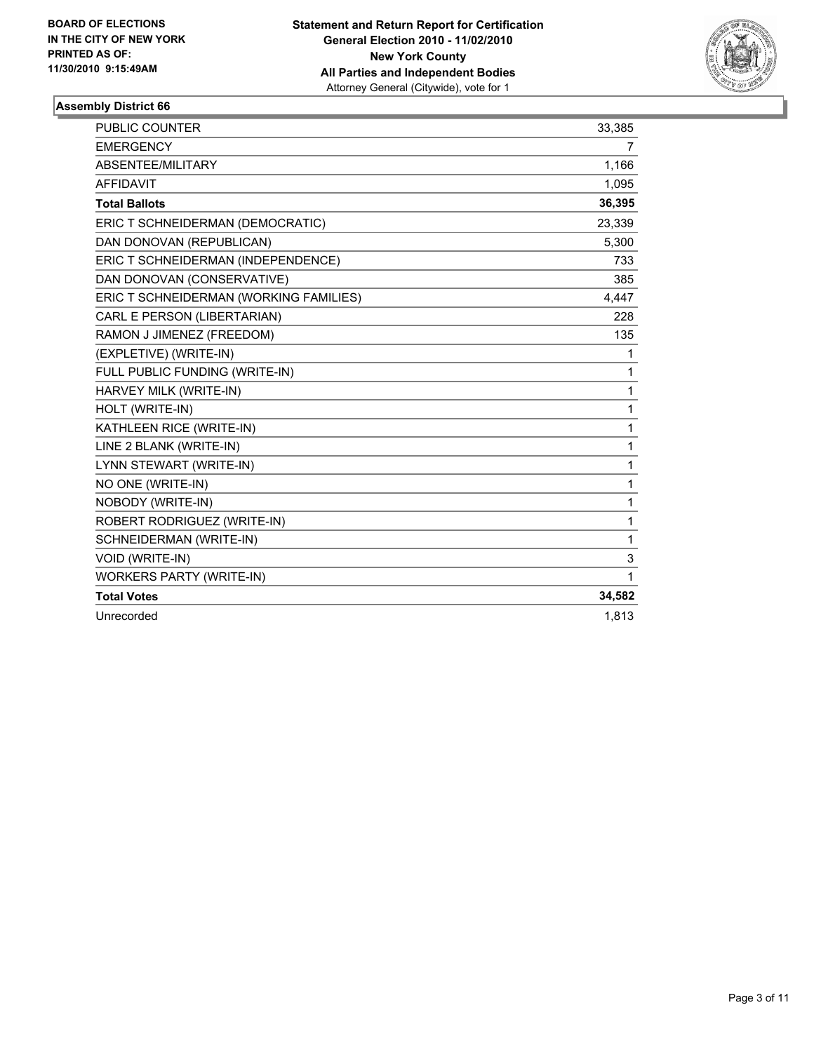**BOARD OF ELECTIONS IN THE CITY OF NEW YORK PRINTED AS OF: 11/30/2010 9:15:49AM**

**Statement and Return Report for Certification**
**General Election 2010 - 11/02/2010**
**New York County**
**All Parties and Independent Bodies**
Attorney General (Citywide), vote for 1

## Assembly District 66

| | |
|---|---|
| PUBLIC COUNTER | 33,385 |
| EMERGENCY | 7 |
| ABSENTEE/MILITARY | 1,166 |
| AFFIDAVIT | 1,095 |
| **Total Ballots** | **36,395** |
| ERIC T SCHNEIDERMAN (DEMOCRATIC) | 23,339 |
| DAN DONOVAN (REPUBLICAN) | 5,300 |
| ERIC T SCHNEIDERMAN (INDEPENDENCE) | 733 |
| DAN DONOVAN (CONSERVATIVE) | 385 |
| ERIC T SCHNEIDERMAN (WORKING FAMILIES) | 4,447 |
| CARL E PERSON (LIBERTARIAN) | 228 |
| RAMON J JIMENEZ (FREEDOM) | 135 |
| (EXPLETIVE) (WRITE-IN) | 1 |
| FULL PUBLIC FUNDING (WRITE-IN) | 1 |
| HARVEY MILK (WRITE-IN) | 1 |
| HOLT (WRITE-IN) | 1 |
| KATHLEEN RICE (WRITE-IN) | 1 |
| LINE 2 BLANK (WRITE-IN) | 1 |
| LYNN STEWART (WRITE-IN) | 1 |
| NO ONE (WRITE-IN) | 1 |
| NOBODY (WRITE-IN) | 1 |
| ROBERT RODRIGUEZ (WRITE-IN) | 1 |
| SCHNEIDERMAN (WRITE-IN) | 1 |
| VOID (WRITE-IN) | 3 |
| WORKERS PARTY (WRITE-IN) | 1 |
| **Total Votes** | **34,582** |
| Unrecorded | 1,813 |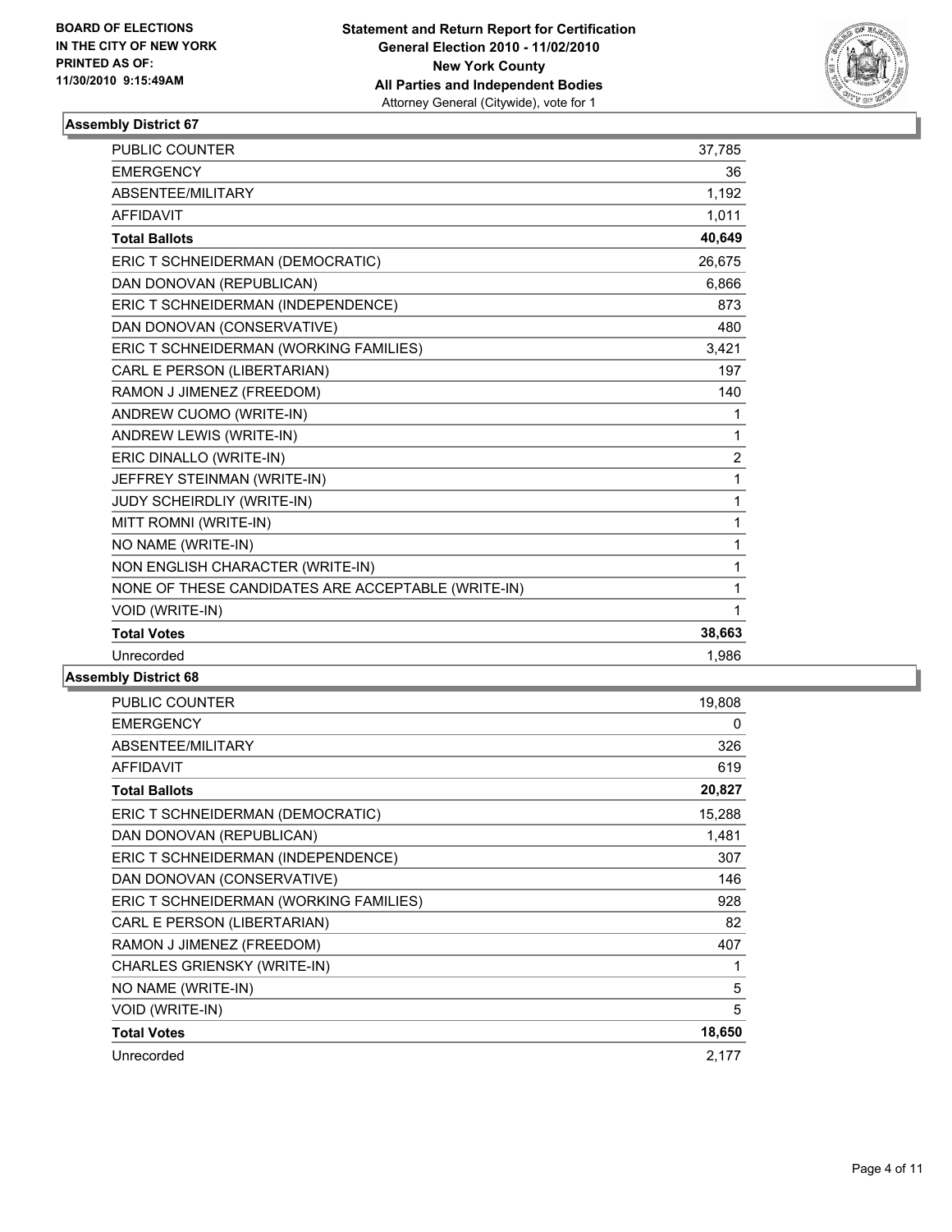**BOARD OF ELECTIONS IN THE CITY OF NEW YORK PRINTED AS OF: 11/30/2010 9:15:49AM**

**Statement and Return Report for Certification**
**General Election 2010 - 11/02/2010**
**New York County**
**All Parties and Independent Bodies**
Attorney General (Citywide), vote for 1

### Assembly District 67

| | |
|---|---|
| PUBLIC COUNTER | 37,785 |
| EMERGENCY | 36 |
| ABSENTEE/MILITARY | 1,192 |
| AFFIDAVIT | 1,011 |
| **Total Ballots** | **40,649** |
| ERIC T SCHNEIDERMAN (DEMOCRATIC) | 26,675 |
| DAN DONOVAN (REPUBLICAN) | 6,866 |
| ERIC T SCHNEIDERMAN (INDEPENDENCE) | 873 |
| DAN DONOVAN (CONSERVATIVE) | 480 |
| ERIC T SCHNEIDERMAN (WORKING FAMILIES) | 3,421 |
| CARL E PERSON (LIBERTARIAN) | 197 |
| RAMON J JIMENEZ (FREEDOM) | 140 |
| ANDREW CUOMO (WRITE-IN) | 1 |
| ANDREW LEWIS (WRITE-IN) | 1 |
| ERIC DINALLO (WRITE-IN) | 2 |
| JEFFREY STEINMAN (WRITE-IN) | 1 |
| JUDY SCHEIRDLIY (WRITE-IN) | 1 |
| MITT ROMNI (WRITE-IN) | 1 |
| NO NAME (WRITE-IN) | 1 |
| NON ENGLISH CHARACTER (WRITE-IN) | 1 |
| NONE OF THESE CANDIDATES ARE ACCEPTABLE (WRITE-IN) | 1 |
| VOID (WRITE-IN) | 1 |
| **Total Votes** | **38,663** |
| Unrecorded | 1,986 |

### Assembly District 68

| | |
|---|---|
| PUBLIC COUNTER | 19,808 |
| EMERGENCY | 0 |
| ABSENTEE/MILITARY | 326 |
| AFFIDAVIT | 619 |
| **Total Ballots** | **20,827** |
| ERIC T SCHNEIDERMAN (DEMOCRATIC) | 15,288 |
| DAN DONOVAN (REPUBLICAN) | 1,481 |
| ERIC T SCHNEIDERMAN (INDEPENDENCE) | 307 |
| DAN DONOVAN (CONSERVATIVE) | 146 |
| ERIC T SCHNEIDERMAN (WORKING FAMILIES) | 928 |
| CARL E PERSON (LIBERTARIAN) | 82 |
| RAMON J JIMENEZ (FREEDOM) | 407 |
| CHARLES GRIENSKY (WRITE-IN) | 1 |
| NO NAME (WRITE-IN) | 5 |
| VOID (WRITE-IN) | 5 |
| **Total Votes** | **18,650** |
| Unrecorded | 2,177 |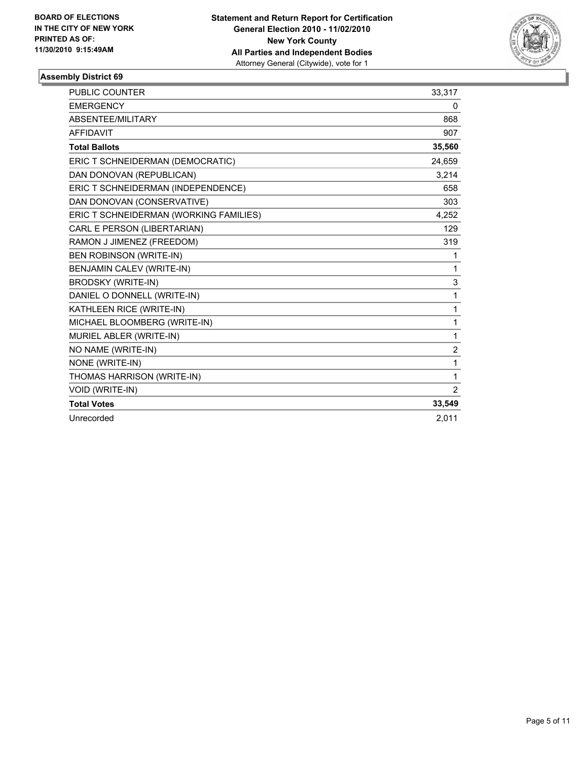**BOARD OF ELECTIONS IN THE CITY OF NEW YORK PRINTED AS OF: 11/30/2010 9:15:49AM**

**Statement and Return Report for Certification**
**General Election 2010 - 11/02/2010**
**New York County**
**All Parties and Independent Bodies**
Attorney General (Citywide), vote for 1

## Assembly District 69

| | |
|---|---|
| PUBLIC COUNTER | 33,317 |
| EMERGENCY | 0 |
| ABSENTEE/MILITARY | 868 |
| AFFIDAVIT | 907 |
| **Total Ballots** | **35,560** |
| ERIC T SCHNEIDERMAN (DEMOCRATIC) | 24,659 |
| DAN DONOVAN (REPUBLICAN) | 3,214 |
| ERIC T SCHNEIDERMAN (INDEPENDENCE) | 658 |
| DAN DONOVAN (CONSERVATIVE) | 303 |
| ERIC T SCHNEIDERMAN (WORKING FAMILIES) | 4,252 |
| CARL E PERSON (LIBERTARIAN) | 129 |
| RAMON J JIMENEZ (FREEDOM) | 319 |
| BEN ROBINSON (WRITE-IN) | 1 |
| BENJAMIN CALEV (WRITE-IN) | 1 |
| BRODSKY (WRITE-IN) | 3 |
| DANIEL O DONNELL (WRITE-IN) | 1 |
| KATHLEEN RICE (WRITE-IN) | 1 |
| MICHAEL BLOOMBERG (WRITE-IN) | 1 |
| MURIEL ABLER (WRITE-IN) | 1 |
| NO NAME (WRITE-IN) | 2 |
| NONE (WRITE-IN) | 1 |
| THOMAS HARRISON (WRITE-IN) | 1 |
| VOID (WRITE-IN) | 2 |
| **Total Votes** | **33,549** |
| Unrecorded | 2,011 |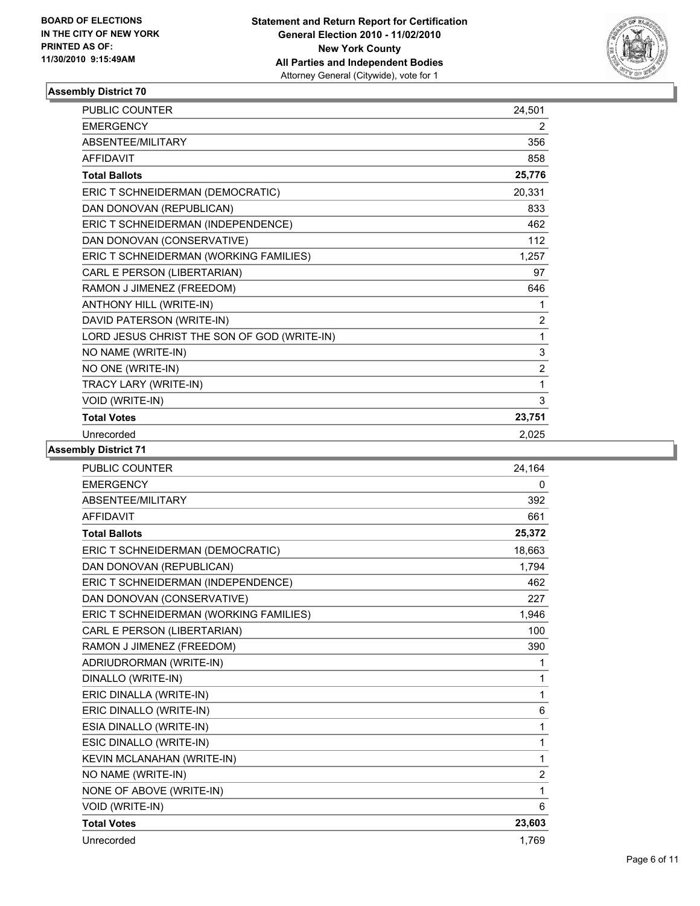**BOARD OF ELECTIONS IN THE CITY OF NEW YORK PRINTED AS OF: 11/30/2010 9:15:49AM**

**Statement and Return Report for Certification General Election 2010 - 11/02/2010 New York County All Parties and Independent Bodies**
Attorney General (Citywide), vote for 1

### Assembly District 70

| | |
|---|---|
| PUBLIC COUNTER | 24,501 |
| EMERGENCY | 2 |
| ABSENTEE/MILITARY | 356 |
| AFFIDAVIT | 858 |
| **Total Ballots** | **25,776** |
| ERIC T SCHNEIDERMAN (DEMOCRATIC) | 20,331 |
| DAN DONOVAN (REPUBLICAN) | 833 |
| ERIC T SCHNEIDERMAN (INDEPENDENCE) | 462 |
| DAN DONOVAN (CONSERVATIVE) | 112 |
| ERIC T SCHNEIDERMAN (WORKING FAMILIES) | 1,257 |
| CARL E PERSON (LIBERTARIAN) | 97 |
| RAMON J JIMENEZ (FREEDOM) | 646 |
| ANTHONY HILL (WRITE-IN) | 1 |
| DAVID PATERSON (WRITE-IN) | 2 |
| LORD JESUS CHRIST THE SON OF GOD (WRITE-IN) | 1 |
| NO NAME (WRITE-IN) | 3 |
| NO ONE (WRITE-IN) | 2 |
| TRACY LARY (WRITE-IN) | 1 |
| VOID (WRITE-IN) | 3 |
| **Total Votes** | **23,751** |
| Unrecorded | 2,025 |

### Assembly District 71

| | |
|---|---|
| PUBLIC COUNTER | 24,164 |
| EMERGENCY | 0 |
| ABSENTEE/MILITARY | 392 |
| AFFIDAVIT | 661 |
| **Total Ballots** | **25,372** |
| ERIC T SCHNEIDERMAN (DEMOCRATIC) | 18,663 |
| DAN DONOVAN (REPUBLICAN) | 1,794 |
| ERIC T SCHNEIDERMAN (INDEPENDENCE) | 462 |
| DAN DONOVAN (CONSERVATIVE) | 227 |
| ERIC T SCHNEIDERMAN (WORKING FAMILIES) | 1,946 |
| CARL E PERSON (LIBERTARIAN) | 100 |
| RAMON J JIMENEZ (FREEDOM) | 390 |
| ADRIUDRORMAN (WRITE-IN) | 1 |
| DINALLO (WRITE-IN) | 1 |
| ERIC DINALLA (WRITE-IN) | 1 |
| ERIC DINALLO (WRITE-IN) | 6 |
| ESIA DINALLO (WRITE-IN) | 1 |
| ESIC DINALLO (WRITE-IN) | 1 |
| KEVIN MCLANAHAN (WRITE-IN) | 1 |
| NO NAME (WRITE-IN) | 2 |
| NONE OF ABOVE (WRITE-IN) | 1 |
| VOID (WRITE-IN) | 6 |
| **Total Votes** | **23,603** |
| Unrecorded | 1,769 |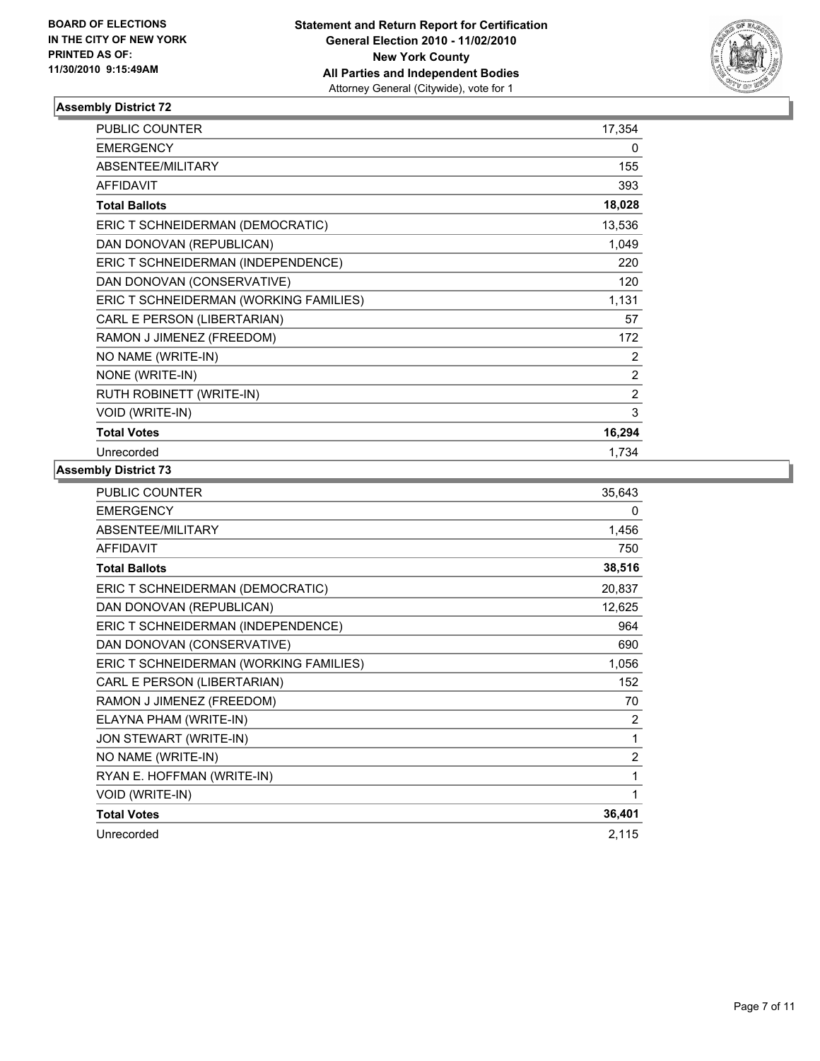**BOARD OF ELECTIONS IN THE CITY OF NEW YORK PRINTED AS OF: 11/30/2010 9:15:49AM**

**Statement and Return Report for Certification**
**General Election 2010 - 11/02/2010**
**New York County**
**All Parties and Independent Bodies**
Attorney General (Citywide), vote for 1

### Assembly District 72

| | |
|---|---|
| PUBLIC COUNTER | 17,354 |
| EMERGENCY | 0 |
| ABSENTEE/MILITARY | 155 |
| AFFIDAVIT | 393 |
| **Total Ballots** | **18,028** |
| ERIC T SCHNEIDERMAN (DEMOCRATIC) | 13,536 |
| DAN DONOVAN (REPUBLICAN) | 1,049 |
| ERIC T SCHNEIDERMAN (INDEPENDENCE) | 220 |
| DAN DONOVAN (CONSERVATIVE) | 120 |
| ERIC T SCHNEIDERMAN (WORKING FAMILIES) | 1,131 |
| CARL E PERSON (LIBERTARIAN) | 57 |
| RAMON J JIMENEZ (FREEDOM) | 172 |
| NO NAME (WRITE-IN) | 2 |
| NONE (WRITE-IN) | 2 |
| RUTH ROBINETT (WRITE-IN) | 2 |
| VOID (WRITE-IN) | 3 |
| **Total Votes** | **16,294** |
| Unrecorded | 1,734 |

### Assembly District 73

| | |
|---|---|
| PUBLIC COUNTER | 35,643 |
| EMERGENCY | 0 |
| ABSENTEE/MILITARY | 1,456 |
| AFFIDAVIT | 750 |
| **Total Ballots** | **38,516** |
| ERIC T SCHNEIDERMAN (DEMOCRATIC) | 20,837 |
| DAN DONOVAN (REPUBLICAN) | 12,625 |
| ERIC T SCHNEIDERMAN (INDEPENDENCE) | 964 |
| DAN DONOVAN (CONSERVATIVE) | 690 |
| ERIC T SCHNEIDERMAN (WORKING FAMILIES) | 1,056 |
| CARL E PERSON (LIBERTARIAN) | 152 |
| RAMON J JIMENEZ (FREEDOM) | 70 |
| ELAYNA PHAM (WRITE-IN) | 2 |
| JON STEWART (WRITE-IN) | 1 |
| NO NAME (WRITE-IN) | 2 |
| RYAN E. HOFFMAN (WRITE-IN) | 1 |
| VOID (WRITE-IN) | 1 |
| **Total Votes** | **36,401** |
| Unrecorded | 2,115 |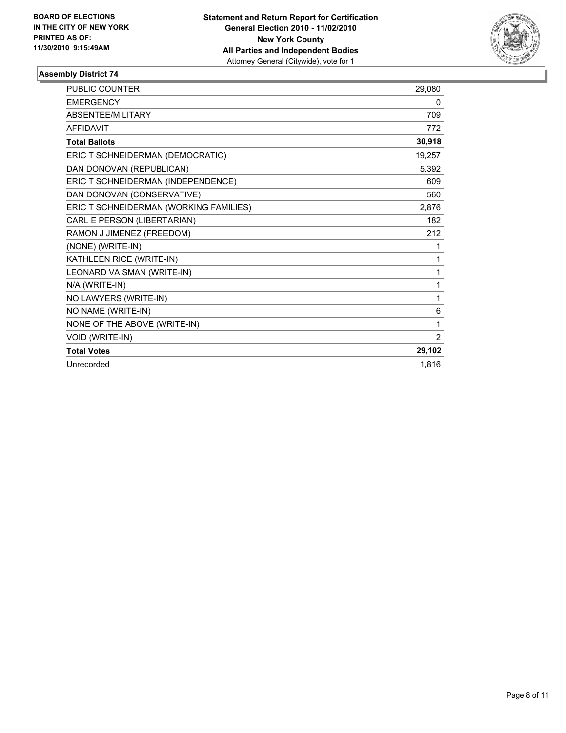**BOARD OF ELECTIONS IN THE CITY OF NEW YORK PRINTED AS OF: 11/30/2010 9:15:49AM**

**Statement and Return Report for Certification General Election 2010 - 11/02/2010 New York County All Parties and Independent Bodies**
Attorney General (Citywide), vote for 1

### Assembly District 74

| | |
|---|---|
| PUBLIC COUNTER | 29,080 |
| EMERGENCY | 0 |
| ABSENTEE/MILITARY | 709 |
| AFFIDAVIT | 772 |
| **Total Ballots** | **30,918** |
| ERIC T SCHNEIDERMAN (DEMOCRATIC) | 19,257 |
| DAN DONOVAN (REPUBLICAN) | 5,392 |
| ERIC T SCHNEIDERMAN (INDEPENDENCE) | 609 |
| DAN DONOVAN (CONSERVATIVE) | 560 |
| ERIC T SCHNEIDERMAN (WORKING FAMILIES) | 2,876 |
| CARL E PERSON (LIBERTARIAN) | 182 |
| RAMON J JIMENEZ (FREEDOM) | 212 |
| (NONE) (WRITE-IN) | 1 |
| KATHLEEN RICE (WRITE-IN) | 1 |
| LEONARD VAISMAN (WRITE-IN) | 1 |
| N/A (WRITE-IN) | 1 |
| NO LAWYERS (WRITE-IN) | 1 |
| NO NAME (WRITE-IN) | 6 |
| NONE OF THE ABOVE (WRITE-IN) | 1 |
| VOID (WRITE-IN) | 2 |
| **Total Votes** | **29,102** |
| Unrecorded | 1,816 |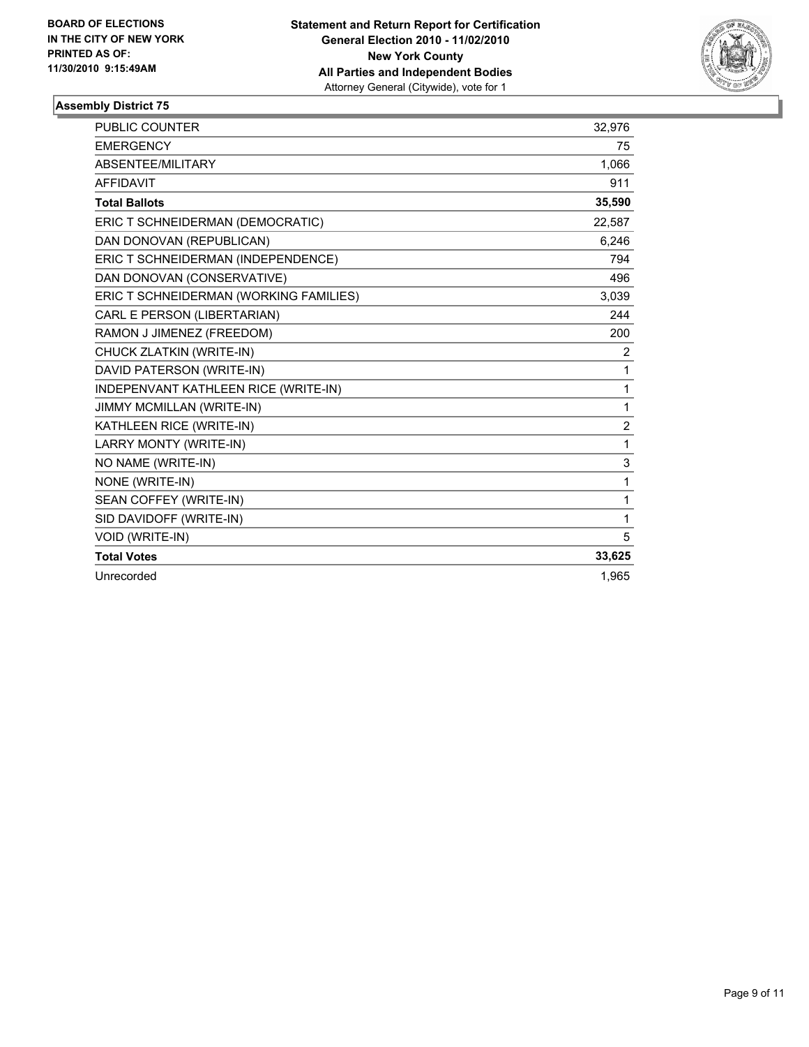**BOARD OF ELECTIONS IN THE CITY OF NEW YORK PRINTED AS OF: 11/30/2010 9:15:49AM**

**Statement and Return Report for Certification**
**General Election 2010 - 11/02/2010**
**New York County**
**All Parties and Independent Bodies**
Attorney General (Citywide), vote for 1

## Assembly District 75

| | |
|---|---|
| PUBLIC COUNTER | 32,976 |
| EMERGENCY | 75 |
| ABSENTEE/MILITARY | 1,066 |
| AFFIDAVIT | 911 |
| **Total Ballots** | **35,590** |
| ERIC T SCHNEIDERMAN (DEMOCRATIC) | 22,587 |
| DAN DONOVAN (REPUBLICAN) | 6,246 |
| ERIC T SCHNEIDERMAN (INDEPENDENCE) | 794 |
| DAN DONOVAN (CONSERVATIVE) | 496 |
| ERIC T SCHNEIDERMAN (WORKING FAMILIES) | 3,039 |
| CARL E PERSON (LIBERTARIAN) | 244 |
| RAMON J JIMENEZ (FREEDOM) | 200 |
| CHUCK ZLATKIN (WRITE-IN) | 2 |
| DAVID PATERSON (WRITE-IN) | 1 |
| INDEPENVANT KATHLEEN RICE (WRITE-IN) | 1 |
| JIMMY MCMILLAN (WRITE-IN) | 1 |
| KATHLEEN RICE (WRITE-IN) | 2 |
| LARRY MONTY (WRITE-IN) | 1 |
| NO NAME (WRITE-IN) | 3 |
| NONE (WRITE-IN) | 1 |
| SEAN COFFEY (WRITE-IN) | 1 |
| SID DAVIDOFF (WRITE-IN) | 1 |
| VOID (WRITE-IN) | 5 |
| **Total Votes** | **33,625** |
| Unrecorded | 1,965 |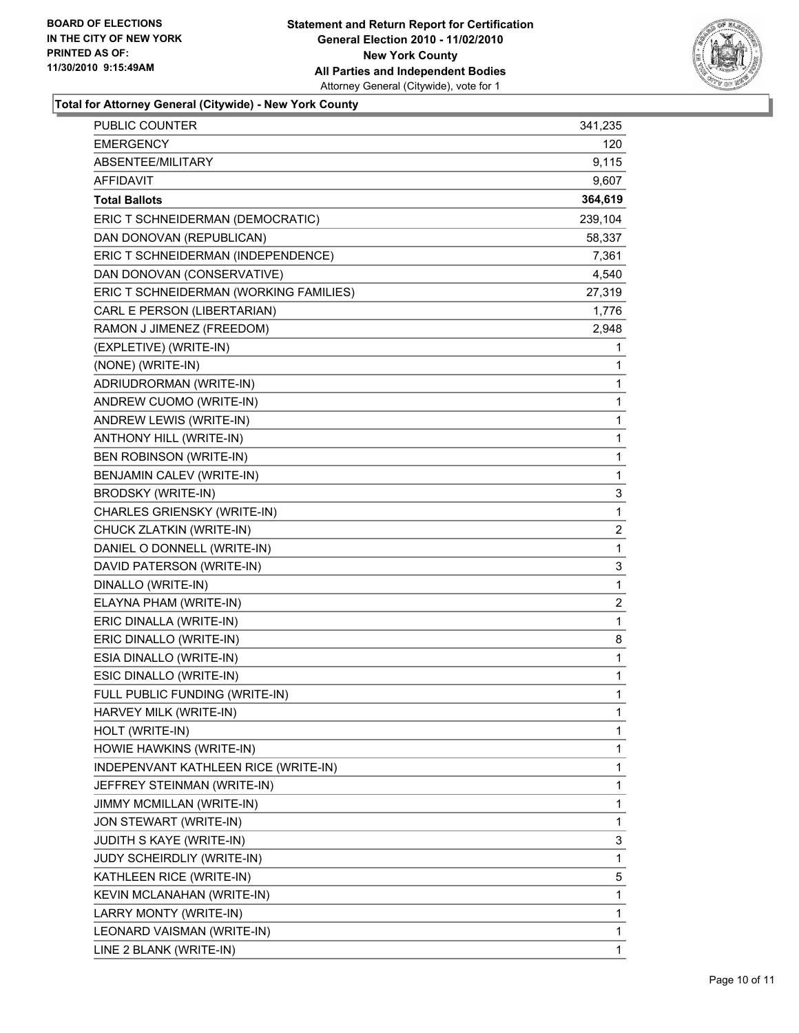**BOARD OF ELECTIONS IN THE CITY OF NEW YORK**
**PRINTED AS OF: 11/30/2010 9:15:49AM**

**Statement and Return Report for Certification**
**General Election 2010 - 11/02/2010**
**New York County**
**All Parties and Independent Bodies**
Attorney General (Citywide), vote for 1

**Total for Attorney General (Citywide) - New York County**

| | |
|---|---|
| PUBLIC COUNTER | 341,235 |
| EMERGENCY | 120 |
| ABSENTEE/MILITARY | 9,115 |
| AFFIDAVIT | 9,607 |
| **Total Ballots** | **364,619** |
| ERIC T SCHNEIDERMAN (DEMOCRATIC) | 239,104 |
| DAN DONOVAN (REPUBLICAN) | 58,337 |
| ERIC T SCHNEIDERMAN (INDEPENDENCE) | 7,361 |
| DAN DONOVAN (CONSERVATIVE) | 4,540 |
| ERIC T SCHNEIDERMAN (WORKING FAMILIES) | 27,319 |
| CARL E PERSON (LIBERTARIAN) | 1,776 |
| RAMON J JIMENEZ (FREEDOM) | 2,948 |
| (EXPLETIVE) (WRITE-IN) | 1 |
| (NONE) (WRITE-IN) | 1 |
| ADRIUDRORMAN (WRITE-IN) | 1 |
| ANDREW CUOMO (WRITE-IN) | 1 |
| ANDREW LEWIS (WRITE-IN) | 1 |
| ANTHONY HILL (WRITE-IN) | 1 |
| BEN ROBINSON (WRITE-IN) | 1 |
| BENJAMIN CALEV (WRITE-IN) | 1 |
| BRODSKY (WRITE-IN) | 3 |
| CHARLES GRIENSKY (WRITE-IN) | 1 |
| CHUCK ZLATKIN (WRITE-IN) | 2 |
| DANIEL O DONNELL (WRITE-IN) | 1 |
| DAVID PATERSON (WRITE-IN) | 3 |
| DINALLO (WRITE-IN) | 1 |
| ELAYNA PHAM (WRITE-IN) | 2 |
| ERIC DINALLA (WRITE-IN) | 1 |
| ERIC DINALLO (WRITE-IN) | 8 |
| ESIA DINALLO (WRITE-IN) | 1 |
| ESIC DINALLO (WRITE-IN) | 1 |
| FULL PUBLIC FUNDING (WRITE-IN) | 1 |
| HARVEY MILK (WRITE-IN) | 1 |
| HOLT (WRITE-IN) | 1 |
| HOWIE HAWKINS (WRITE-IN) | 1 |
| INDEPENVANT KATHLEEN RICE (WRITE-IN) | 1 |
| JEFFREY STEINMAN (WRITE-IN) | 1 |
| JIMMY MCMILLAN (WRITE-IN) | 1 |
| JON STEWART (WRITE-IN) | 1 |
| JUDITH S KAYE (WRITE-IN) | 3 |
| JUDY SCHEIRDLIY (WRITE-IN) | 1 |
| KATHLEEN RICE (WRITE-IN) | 5 |
| KEVIN MCLANAHAN (WRITE-IN) | 1 |
| LARRY MONTY (WRITE-IN) | 1 |
| LEONARD VAISMAN (WRITE-IN) | 1 |
| LINE 2 BLANK (WRITE-IN) | 1 |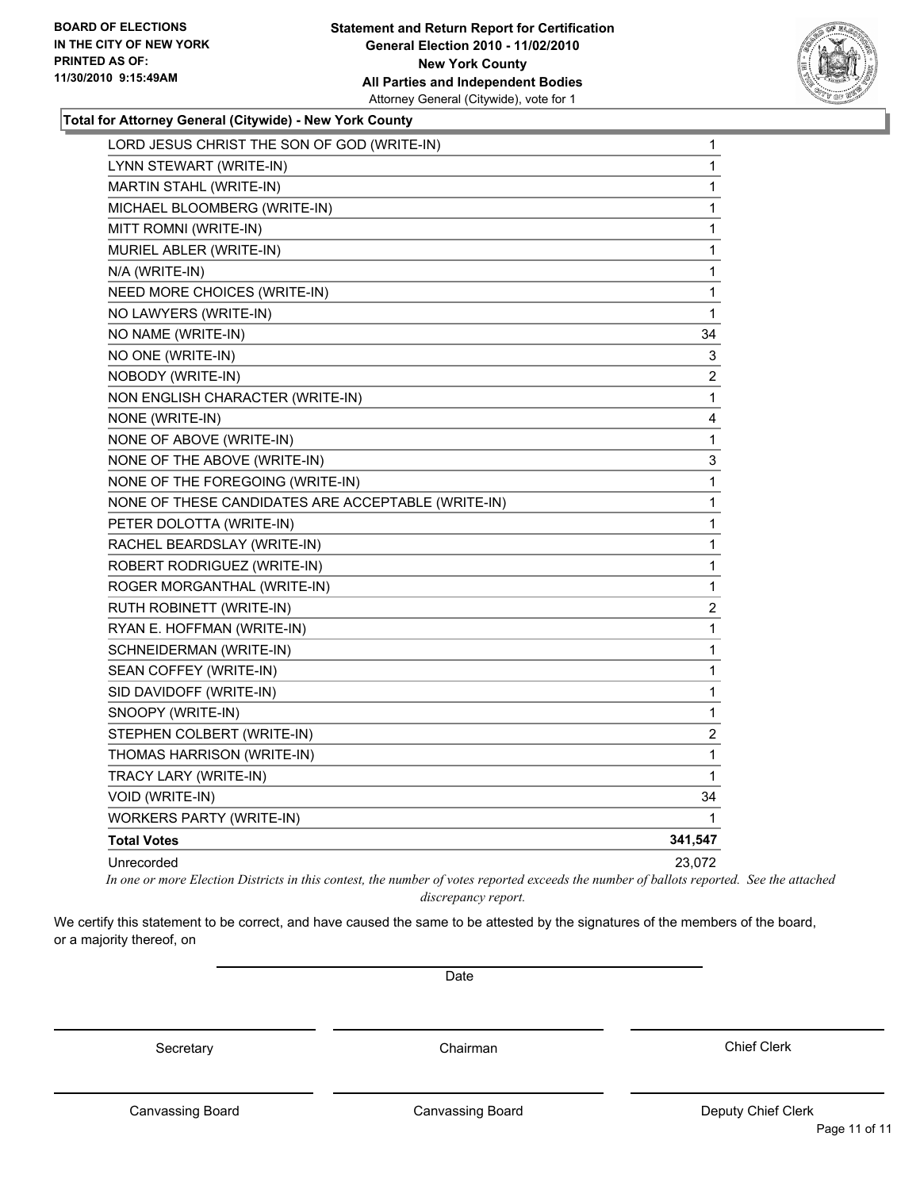**BOARD OF ELECTIONS IN THE CITY OF NEW YORK PRINTED AS OF: 11/30/2010 9:15:49AM**

**Statement and Return Report for Certification General Election 2010 - 11/02/2010 New York County All Parties and Independent Bodies**

Attorney General (Citywide), vote for 1

**Total for Attorney General (Citywide) - New York County**

| | |
|---|---|
| LORD JESUS CHRIST THE SON OF GOD (WRITE-IN) | 1 |
| LYNN STEWART (WRITE-IN) | 1 |
| MARTIN STAHL (WRITE-IN) | 1 |
| MICHAEL BLOOMBERG (WRITE-IN) | 1 |
| MITT ROMNI (WRITE-IN) | 1 |
| MURIEL ABLER (WRITE-IN) | 1 |
| N/A (WRITE-IN) | 1 |
| NEED MORE CHOICES (WRITE-IN) | 1 |
| NO LAWYERS (WRITE-IN) | 1 |
| NO NAME (WRITE-IN) | 34 |
| NO ONE (WRITE-IN) | 3 |
| NOBODY (WRITE-IN) | 2 |
| NON ENGLISH CHARACTER (WRITE-IN) | 1 |
| NONE (WRITE-IN) | 4 |
| NONE OF ABOVE (WRITE-IN) | 1 |
| NONE OF THE ABOVE (WRITE-IN) | 3 |
| NONE OF THE FOREGOING (WRITE-IN) | 1 |
| NONE OF THESE CANDIDATES ARE ACCEPTABLE (WRITE-IN) | 1 |
| PETER DOLOTTA (WRITE-IN) | 1 |
| RACHEL BEARDSLAY (WRITE-IN) | 1 |
| ROBERT RODRIGUEZ (WRITE-IN) | 1 |
| ROGER MORGANTHAL (WRITE-IN) | 1 |
| RUTH ROBINETT (WRITE-IN) | 2 |
| RYAN E. HOFFMAN (WRITE-IN) | 1 |
| SCHNEIDERMAN (WRITE-IN) | 1 |
| SEAN COFFEY (WRITE-IN) | 1 |
| SID DAVIDOFF (WRITE-IN) | 1 |
| SNOOPY (WRITE-IN) | 1 |
| STEPHEN COLBERT (WRITE-IN) | 2 |
| THOMAS HARRISON (WRITE-IN) | 1 |
| TRACY LARY (WRITE-IN) | 1 |
| VOID (WRITE-IN) | 34 |
| WORKERS PARTY (WRITE-IN) | 1 |
| **Total Votes** | **341,547** |
| Unrecorded | 23,072 |

*In one or more Election Districts in this contest, the number of votes reported exceeds the number of ballots reported. See the attached discrepancy report.*

We certify this statement to be correct, and have caused the same to be attested by the signatures of the members of the board, or a majority thereof, on

Date

Secretary

Chairman

Chief Clerk

Canvassing Board

Canvassing Board

Deputy Chief Clerk